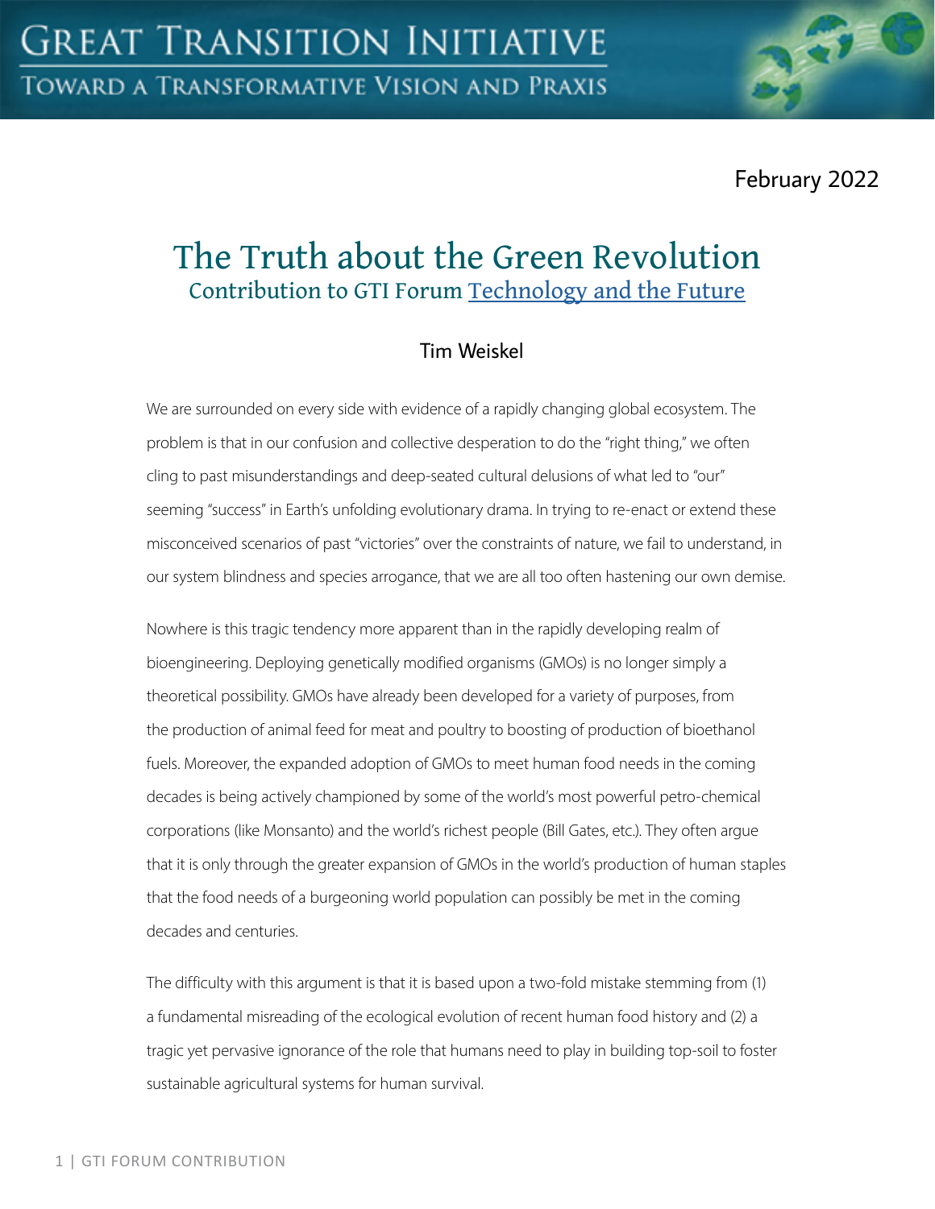February 2022

# The Truth about the Green Revolution

## Contribution to GTI Forum Technology and the Future

Tim Weiskel

We are surrounded on every side with evidence of a rapidly changing global ecosystem. The problem is that in our confusion and collective desperation to do the "right thing," we often cling to past misunderstandings and deep-seated cultural delusions of what led to "our" seeming "success" in Earth's unfolding evolutionary drama. In trying to re-enact or extend these misconceived scenarios of past "victories" over the constraints of nature, we fail to understand, in our system blindness and species arrogance, that we are all too often hastening our own demise.

Nowhere is this tragic tendency more apparent than in the rapidly developing realm of bioengineering. Deploying genetically modified organisms (GMOs) is no longer simply a theoretical possibility. GMOs have already been developed for a variety of purposes, from the production of animal feed for meat and poultry to boosting of production of bioethanol fuels. Moreover, the expanded adoption of GMOs to meet human food needs in the coming decades is being actively championed by some of the world's most powerful petro-chemical corporations (like Monsanto) and the world's richest people (Bill Gates, etc.). They often argue that it is only through the greater expansion of GMOs in the world's production of human staples that the food needs of a burgeoning world population can possibly be met in the coming decades and centuries.

The difficulty with this argument is that it is based upon a two-fold mistake stemming from (1) a fundamental misreading of the ecological evolution of recent human food history and (2) a tragic yet pervasive ignorance of the role that humans need to play in building top-soil to foster sustainable agricultural systems for human survival.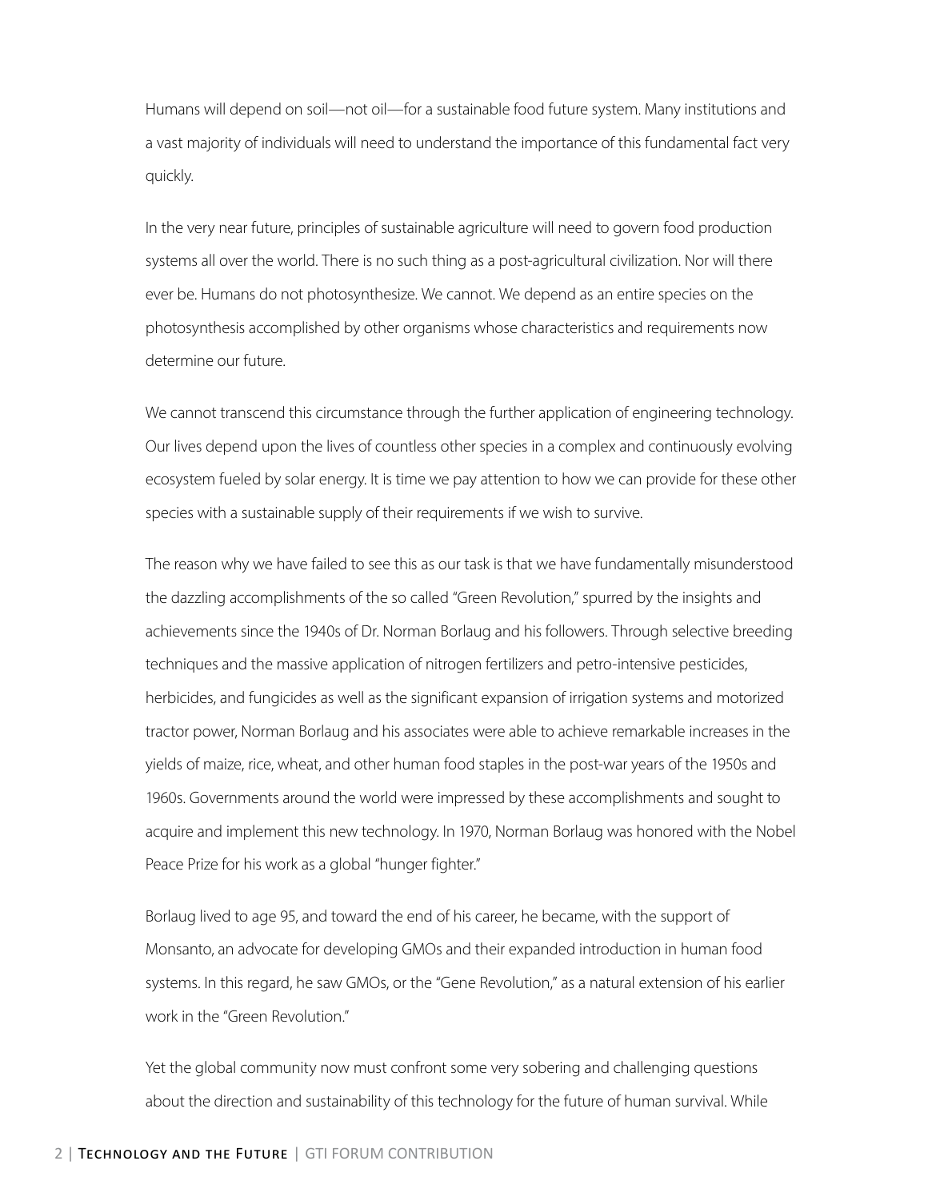Humans will depend on soil—not oil—for a sustainable food future system. Many institutions and a vast majority of individuals will need to understand the importance of this fundamental fact very quickly.

In the very near future, principles of sustainable agriculture will need to govern food production systems all over the world. There is no such thing as a post-agricultural civilization. Nor will there ever be. Humans do not photosynthesize. We cannot. We depend as an entire species on the photosynthesis accomplished by other organisms whose characteristics and requirements now determine our future.

We cannot transcend this circumstance through the further application of engineering technology. Our lives depend upon the lives of countless other species in a complex and continuously evolving ecosystem fueled by solar energy. It is time we pay attention to how we can provide for these other species with a sustainable supply of their requirements if we wish to survive.

The reason why we have failed to see this as our task is that we have fundamentally misunderstood the dazzling accomplishments of the so called "Green Revolution," spurred by the insights and achievements since the 1940s of Dr. Norman Borlaug and his followers. Through selective breeding techniques and the massive application of nitrogen fertilizers and petro-intensive pesticides, herbicides, and fungicides as well as the significant expansion of irrigation systems and motorized tractor power, Norman Borlaug and his associates were able to achieve remarkable increases in the yields of maize, rice, wheat, and other human food staples in the post-war years of the 1950s and 1960s. Governments around the world were impressed by these accomplishments and sought to acquire and implement this new technology. In 1970, Norman Borlaug was honored with the Nobel Peace Prize for his work as a global "hunger fighter."

Borlaug lived to age 95, and toward the end of his career, he became, with the support of Monsanto, an advocate for developing GMOs and their expanded introduction in human food systems. In this regard, he saw GMOs, or the "Gene Revolution," as a natural extension of his earlier work in the "Green Revolution."

Yet the global community now must confront some very sobering and challenging questions about the direction and sustainability of this technology for the future of human survival. While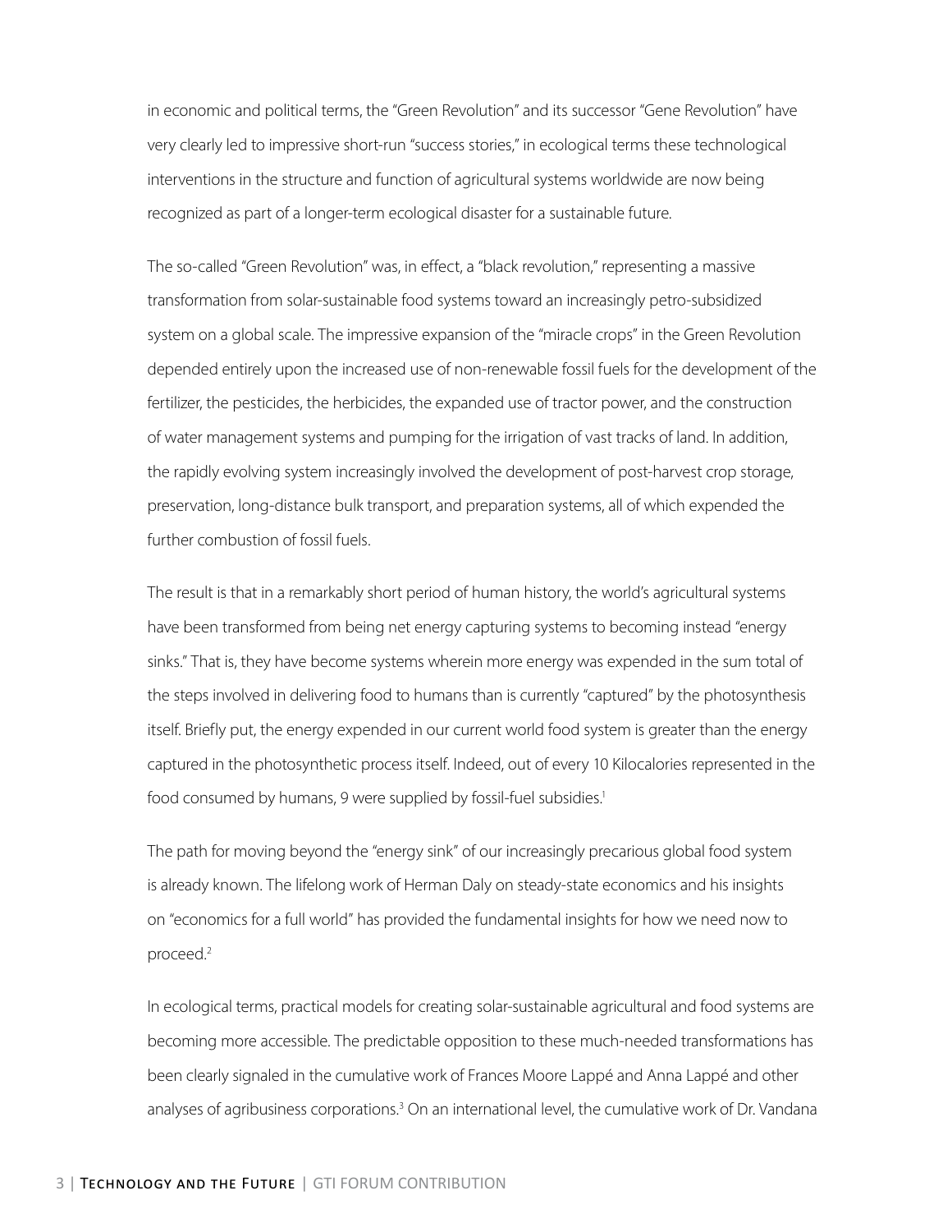in economic and political terms, the "Green Revolution" and its successor "Gene Revolution" have very clearly led to impressive short-run "success stories," in ecological terms these technological interventions in the structure and function of agricultural systems worldwide are now being recognized as part of a longer-term ecological disaster for a sustainable future.

The so-called "Green Revolution" was, in effect, a "black revolution," representing a massive transformation from solar-sustainable food systems toward an increasingly petro-subsidized system on a global scale. The impressive expansion of the "miracle crops" in the Green Revolution depended entirely upon the increased use of non-renewable fossil fuels for the development of the fertilizer, the pesticides, the herbicides, the expanded use of tractor power, and the construction of water management systems and pumping for the irrigation of vast tracks of land. In addition, the rapidly evolving system increasingly involved the development of post-harvest crop storage, preservation, long-distance bulk transport, and preparation systems, all of which expended the further combustion of fossil fuels.

The result is that in a remarkably short period of human history, the world's agricultural systems have been transformed from being net energy capturing systems to becoming instead "energy sinks." That is, they have become systems wherein more energy was expended in the sum total of the steps involved in delivering food to humans than is currently "captured" by the photosynthesis itself. Briefly put, the energy expended in our current world food system is greater than the energy captured in the photosynthetic process itself. Indeed, out of every 10 Kilocalories represented in the food consumed by humans, 9 were supplied by fossil-fuel subsidies.[1]

The path for moving beyond the "energy sink" of our increasingly precarious global food system is already known. The lifelong work of Herman Daly on steady-state economics and his insights on "economics for a full world" has provided the fundamental insights for how we need now to proceed.[2]

In ecological terms, practical models for creating solar-sustainable agricultural and food systems are becoming more accessible. The predictable opposition to these much-needed transformations has been clearly signaled in the cumulative work of Frances Moore Lappé and Anna Lappé and other analyses of agribusiness corporations.[3] On an international level, the cumulative work of Dr. Vandana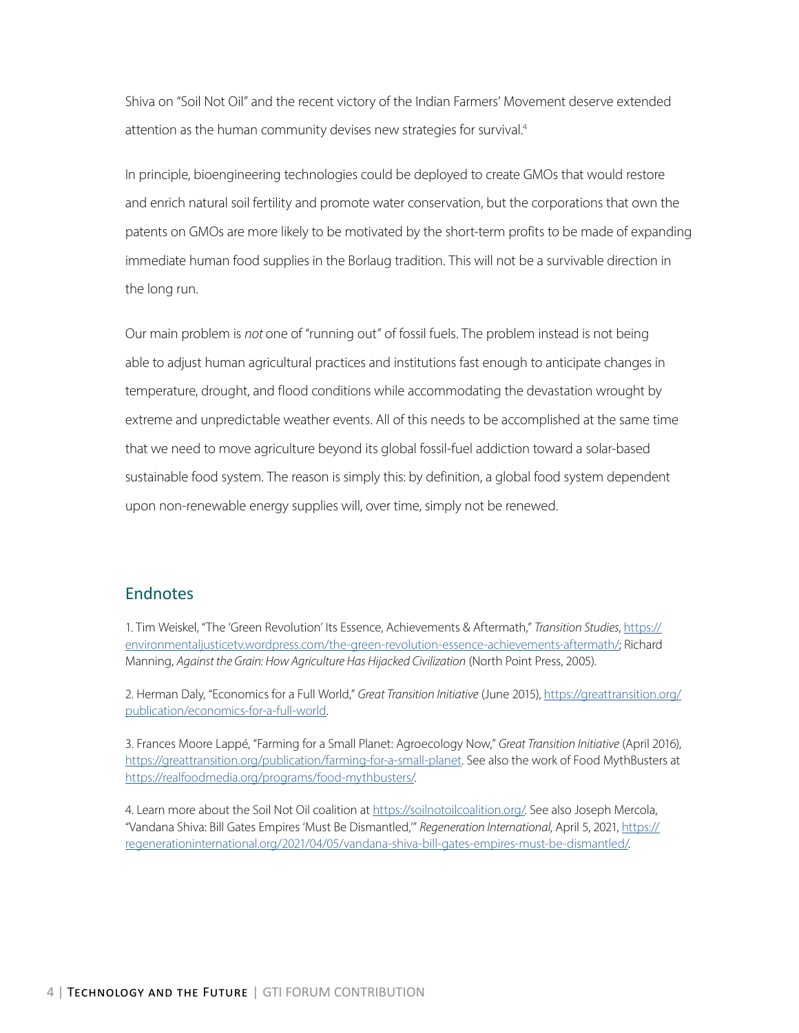Shiva on "Soil Not Oil" and the recent victory of the Indian Farmers' Movement deserve extended attention as the human community devises new strategies for survival.[4]

In principle, bioengineering technologies could be deployed to create GMOs that would restore and enrich natural soil fertility and promote water conservation, but the corporations that own the patents on GMOs are more likely to be motivated by the short-term profits to be made of expanding immediate human food supplies in the Borlaug tradition. This will not be a survivable direction in the long run.

Our main problem is *not* one of "running out" of fossil fuels. The problem instead is not being able to adjust human agricultural practices and institutions fast enough to anticipate changes in temperature, drought, and flood conditions while accommodating the devastation wrought by extreme and unpredictable weather events. All of this needs to be accomplished at the same time that we need to move agriculture beyond its global fossil-fuel addiction toward a solar-based sustainable food system. The reason is simply this: by definition, a global food system dependent upon non-renewable energy supplies will, over time, simply not be renewed.

## Endnotes

1. Tim Weiskel, "The 'Green Revolution' Its Essence, Achievements & Aftermath," *Transition Studies*, https://environmentaljusticetv.wordpress.com/the-green-revolution-essence-achievements-aftermath/; Richard Manning, *Against the Grain: How Agriculture Has Hijacked Civilization* (North Point Press, 2005).

2. Herman Daly, "Economics for a Full World," *Great Transition Initiative* (June 2015), https://greattransition.org/publication/economics-for-a-full-world.

3. Frances Moore Lappé, "Farming for a Small Planet: Agroecology Now," *Great Transition Initiative* (April 2016), https://greattransition.org/publication/farming-for-a-small-planet. See also the work of Food MythBusters at https://realfoodmedia.org/programs/food-mythbusters/.

4. Learn more about the Soil Not Oil coalition at https://soilnotoilcoalition.org/. See also Joseph Mercola, "Vandana Shiva: Bill Gates Empires 'Must Be Dismantled,'" *Regeneration International*, April 5, 2021, https://regenerationinternational.org/2021/04/05/vandana-shiva-bill-gates-empires-must-be-dismantled/.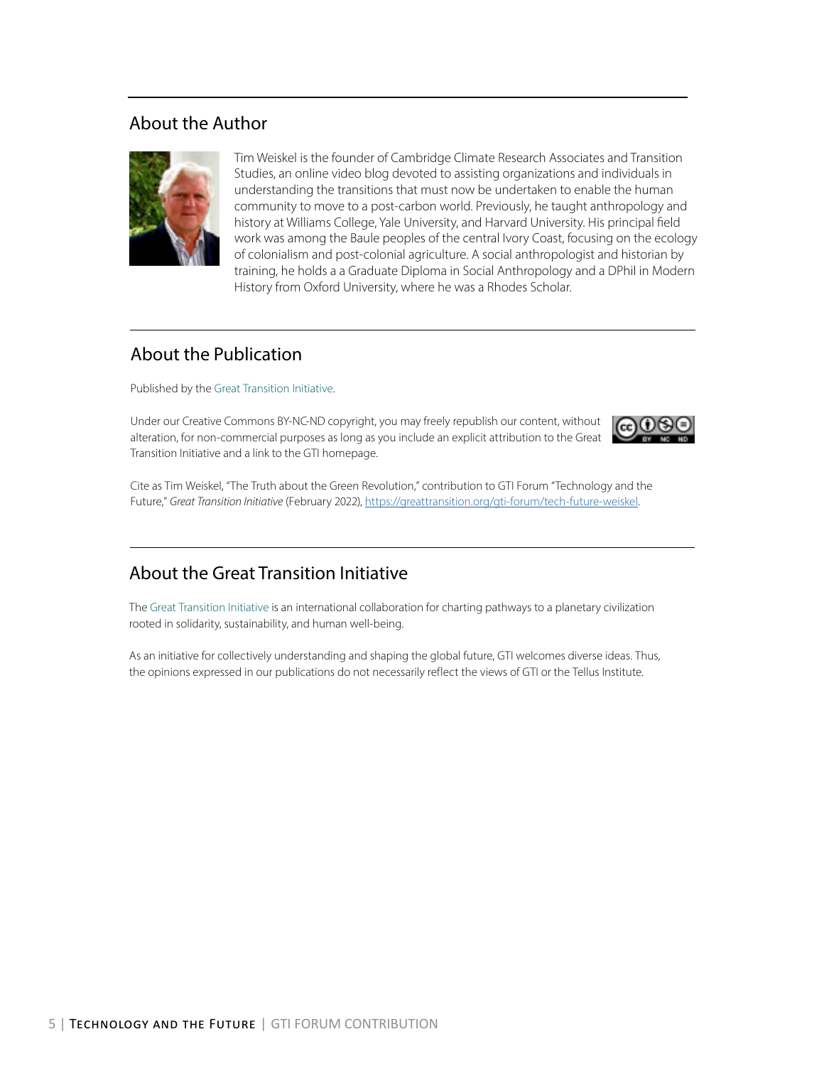## About the Author

Tim Weiskel is the founder of Cambridge Climate Research Associates and Transition Studies, an online video blog devoted to assisting organizations and individuals in understanding the transitions that must now be undertaken to enable the human community to move to a post-carbon world. Previously, he taught anthropology and history at Williams College, Yale University, and Harvard University. His principal field work was among the Baule peoples of the central Ivory Coast, focusing on the ecology of colonialism and post-colonial agriculture. A social anthropologist and historian by training, he holds a a Graduate Diploma in Social Anthropology and a DPhil in Modern History from Oxford University, where he was a Rhodes Scholar.

## About the Publication

Published by the Great Transition Initiative.

Under our Creative Commons BY-NC-ND copyright, you may freely republish our content, without alteration, for non-commercial purposes as long as you include an explicit attribution to the Great Transition Initiative and a link to the GTI homepage.

Cite as Tim Weiskel, "The Truth about the Green Revolution," contribution to GTI Forum "Technology and the Future," *Great Transition Initiative* (February 2022), https://greattransition.org/gti-forum/tech-future-weiskel.

## About the Great Transition Initiative

The Great Transition Initiative is an international collaboration for charting pathways to a planetary civilization rooted in solidarity, sustainability, and human well-being.

As an initiative for collectively understanding and shaping the global future, GTI welcomes diverse ideas. Thus, the opinions expressed in our publications do not necessarily reflect the views of GTI or the Tellus Institute.